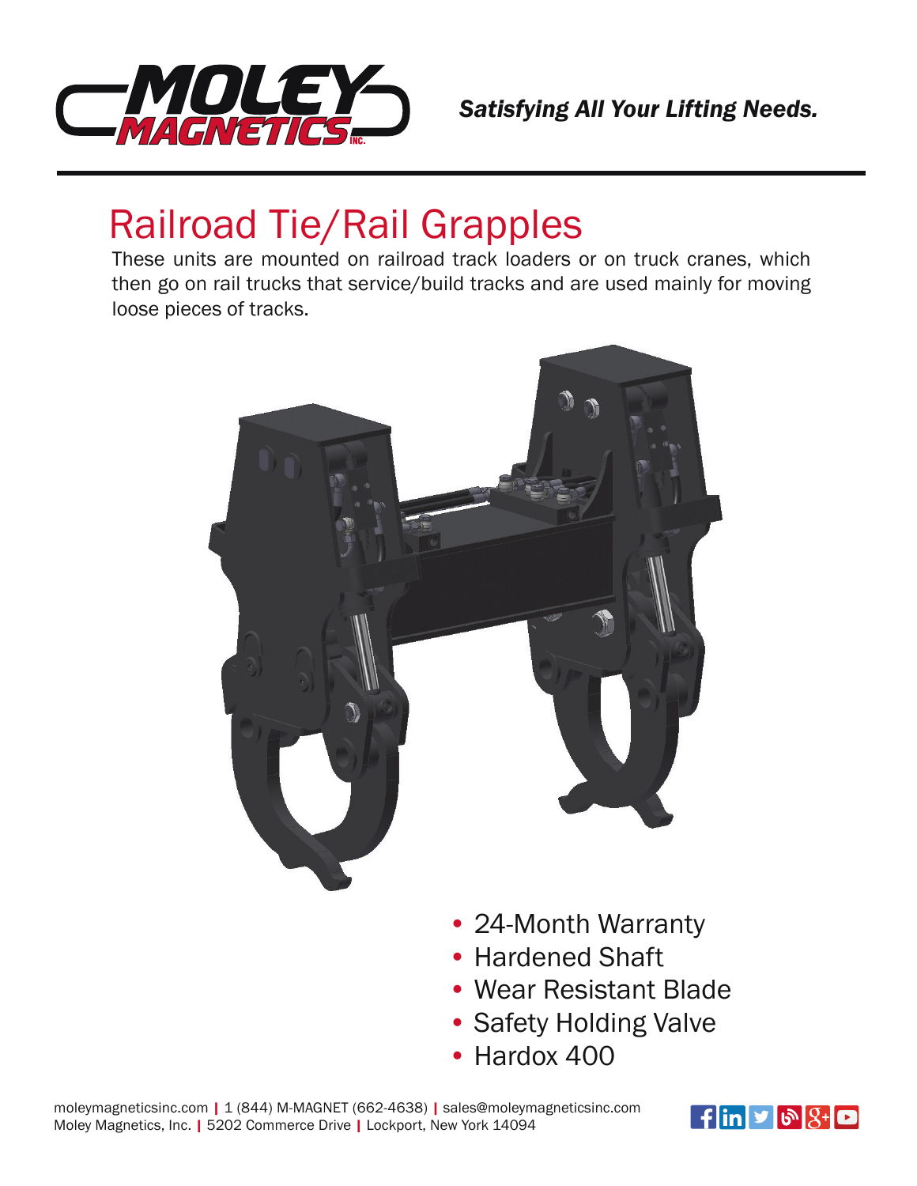*Satisfying All Your Lifting Needs.*

# Railroad Tie/Rail Grapples

These units are mounted on railroad track loaders or on truck cranes, which then go on rail trucks that service/build tracks and are used mainly for moving loose pieces of tracks.

- 24-Month Warranty
- Hardened Shaft
- Wear Resistant Blade
- Safety Holding Valve
- Hardox 400

moleymagneticsinc.com | 1 (844) M-MAGNET (662-4638) | sales@moleymagneticsinc.com
Moley Magnetics, Inc. | 5202 Commerce Drive | Lockport, New York 14094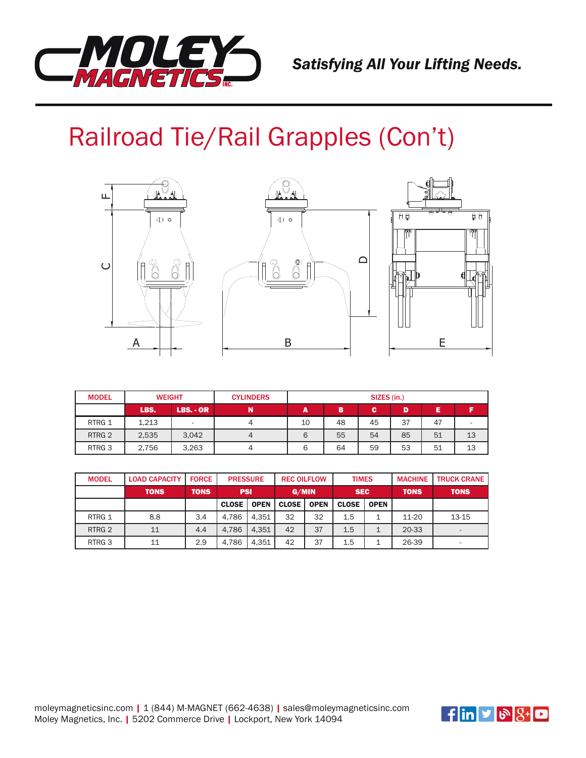Satisfying All Your Lifting Needs.

# Railroad Tie/Rail Grapples (Con't)

F
C
A
B
D
E

| MODEL | WEIGHT | | CYLINDERS | SIZES (in.) | | | | | |
|---|---|---|---|---|---|---|---|---|---|
| | LBS. | LBS. - OR | N | A | B | C | D | E | F |
| RTRG 1 | 1,213 | - | 4 | 10 | 48 | 45 | 37 | 47 | - |
| RTRG 2 | 2,535 | 3,042 | 4 | 6 | 55 | 54 | 85 | 51 | 13 |
| RTRG 3 | 2,756 | 3,263 | 4 | 6 | 64 | 59 | 53 | 51 | 13 |

| MODEL | LOAD CAPACITY | FORCE | PRESSURE | | REC OILFLOW | | TIMES | | MACHINE | TRUCK CRANE |
|---|---|---|---|---|---|---|---|---|---|---|
| | TONS | TONS | PSI | | G/MIN | | SEC | | TONS | TONS |
| | | | CLOSE | OPEN | CLOSE | OPEN | CLOSE | OPEN | | |
| RTRG 1 | 8.8 | 3.4 | 4,786 | 4,351 | 32 | 32 | 1.5 | 1 | 11-20 | 13-15 |
| RTRG 2 | 11 | 4.4 | 4,786 | 4,351 | 42 | 37 | 1.5 | 1 | 20-33 | - |
| RTRG 3 | 11 | 2.9 | 4,786 | 4,351 | 42 | 37 | 1.5 | 1 | 26-39 | - |

moleymagneticsinc.com | 1 (844) M-MAGNET (662-4638) | sales@moleymagneticsinc.com
Moley Magnetics, Inc. | 5202 Commerce Drive | Lockport, New York 14094